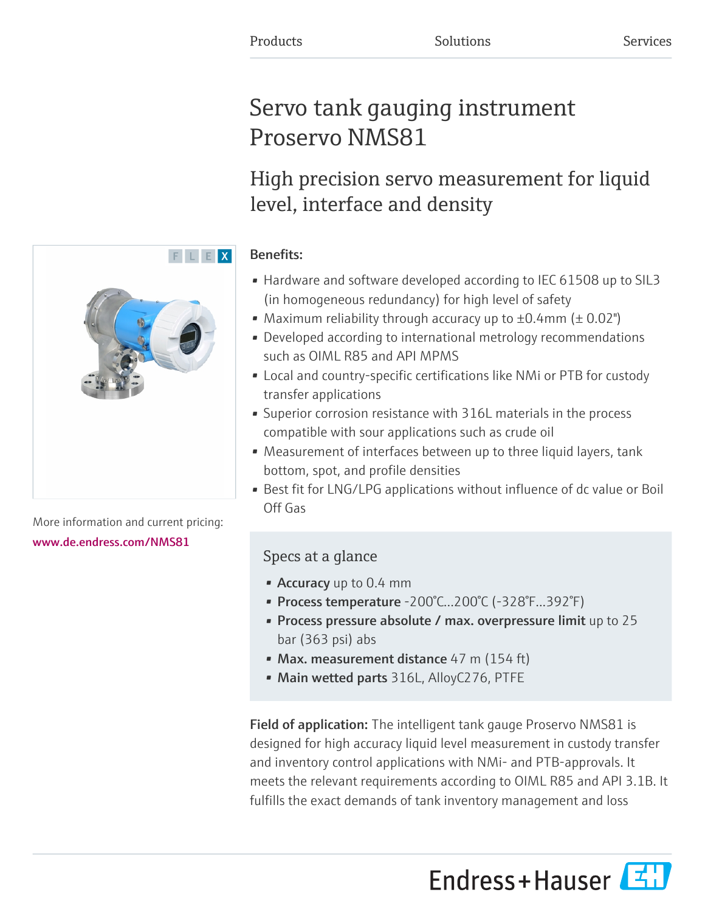Products Solutions Services

# Servo tank gauging instrument Proservo NMS81

## High precision servo measurement for liquid level, interface and density

F L E X

More information and current pricing:
www.de.endress.com/NMS81

**Benefits:**

- Hardware and software developed according to IEC 61508 up to SIL3 (in homogeneous redundancy) for high level of safety
- Maximum reliability through accuracy up to ±0.4mm (± 0.02")
- Developed according to international metrology recommendations such as OIML R85 and API MPMS
- Local and country-specific certifications like NMi or PTB for custody transfer applications
- Superior corrosion resistance with 316L materials in the process compatible with sour applications such as crude oil
- Measurement of interfaces between up to three liquid layers, tank bottom, spot, and profile densities
- Best fit for LNG/LPG applications without influence of dc value or Boil Off Gas

### Specs at a glance

- **Accuracy** up to 0.4 mm
- **Process temperature** -200°C...200°C (-328°F...392°F)
- **Process pressure absolute / max. overpressure limit** up to 25 bar (363 psi) abs
- **Max. measurement distance** 47 m (154 ft)
- **Main wetted parts** 316L, AlloyC276, PTFE

**Field of application:** The intelligent tank gauge Proservo NMS81 is designed for high accuracy liquid level measurement in custody transfer and inventory control applications with NMi- and PTB-approvals. It meets the relevant requirements according to OIML R85 and API 3.1B. It fulfills the exact demands of tank inventory management and loss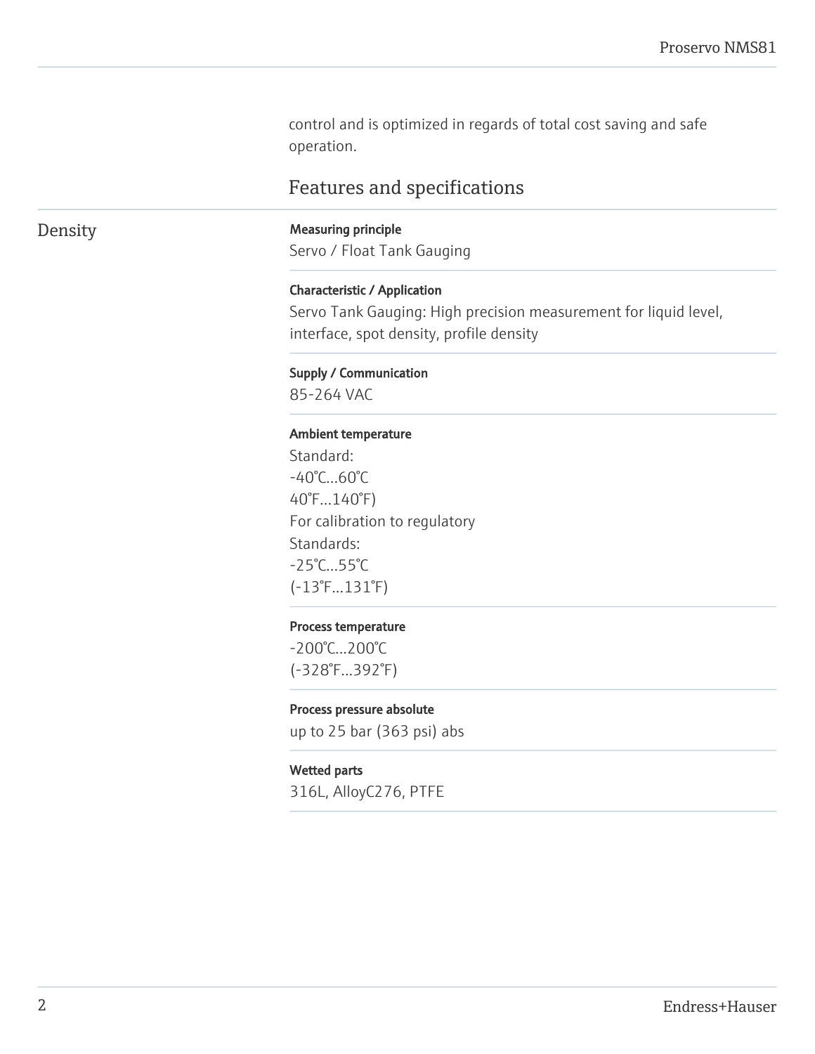control and is optimized in regards of total cost saving and safe operation.

## Features and specifications

### Density

**Measuring principle**

Servo / Float Tank Gauging

**Characteristic / Application**

Servo Tank Gauging: High precision measurement for liquid level, interface, spot density, profile density

**Supply / Communication**

85-264 VAC

**Ambient temperature**

Standard:
-40°C...60°C
40°F...140°F)
For calibration to regulatory
Standards:
-25°C...55°C
(-13°F...131°F)

**Process temperature**

-200°C...200°C
(-328°F...392°F)

**Process pressure absolute**

up to 25 bar (363 psi) abs

**Wetted parts**

316L, AlloyC276, PTFE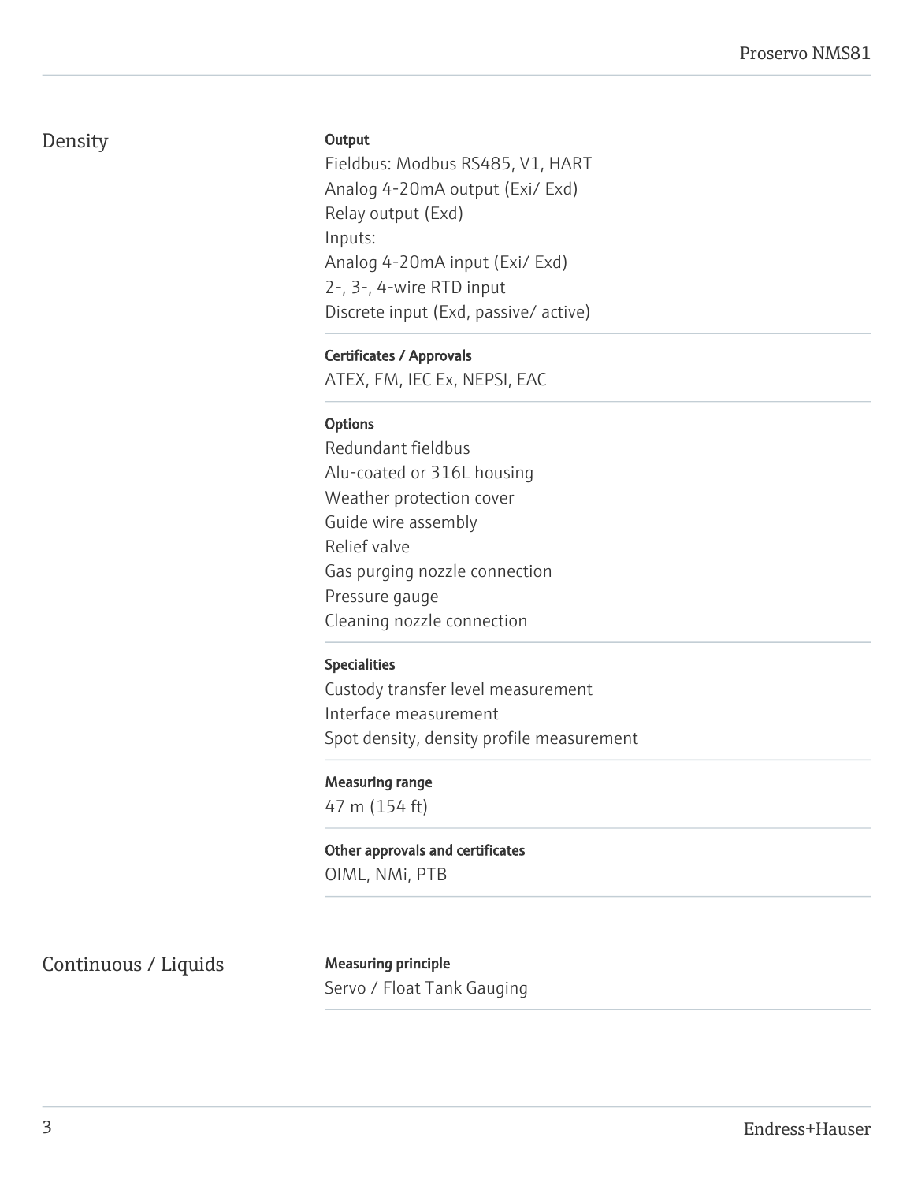## Density

**Output**

Fieldbus: Modbus RS485, V1, HART
Analog 4-20mA output (Exi/ Exd)
Relay output (Exd)
Inputs:
Analog 4-20mA input (Exi/ Exd)
2-, 3-, 4-wire RTD input
Discrete input (Exd, passive/ active)

**Certificates / Approvals**

ATEX, FM, IEC Ex, NEPSI, EAC

**Options**

Redundant fieldbus
Alu-coated or 316L housing
Weather protection cover
Guide wire assembly
Relief valve
Gas purging nozzle connection
Pressure gauge
Cleaning nozzle connection

**Specialities**

Custody transfer level measurement
Interface measurement
Spot density, density profile measurement

**Measuring range**

47 m (154 ft)

**Other approvals and certificates**

OIML, NMi, PTB

## Continuous / Liquids

**Measuring principle**

Servo / Float Tank Gauging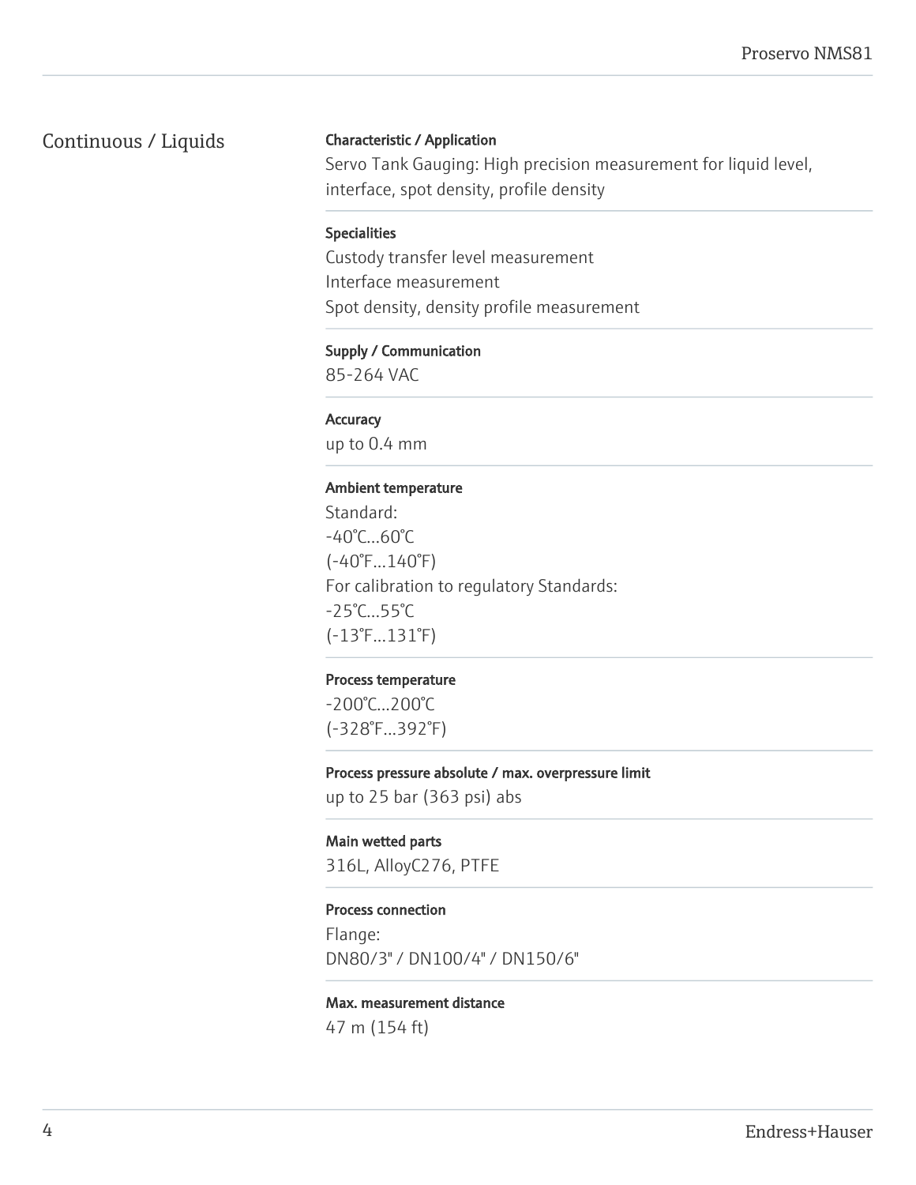## Continuous / Liquids

**Characteristic / Application**

Servo Tank Gauging: High precision measurement for liquid level, interface, spot density, profile density

**Specialities**

Custody transfer level measurement
Interface measurement
Spot density, density profile measurement

**Supply / Communication**

85-264 VAC

**Accuracy**

up to 0.4 mm

**Ambient temperature**

Standard:
-40°C...60°C
(-40°F...140°F)
For calibration to regulatory Standards:
-25°C...55°C
(-13°F...131°F)

**Process temperature**

-200°C...200°C
(-328°F...392°F)

**Process pressure absolute / max. overpressure limit**

up to 25 bar (363 psi) abs

**Main wetted parts**

316L, AlloyC276, PTFE

**Process connection**

Flange:
DN80/3" / DN100/4" / DN150/6"

**Max. measurement distance**

47 m (154 ft)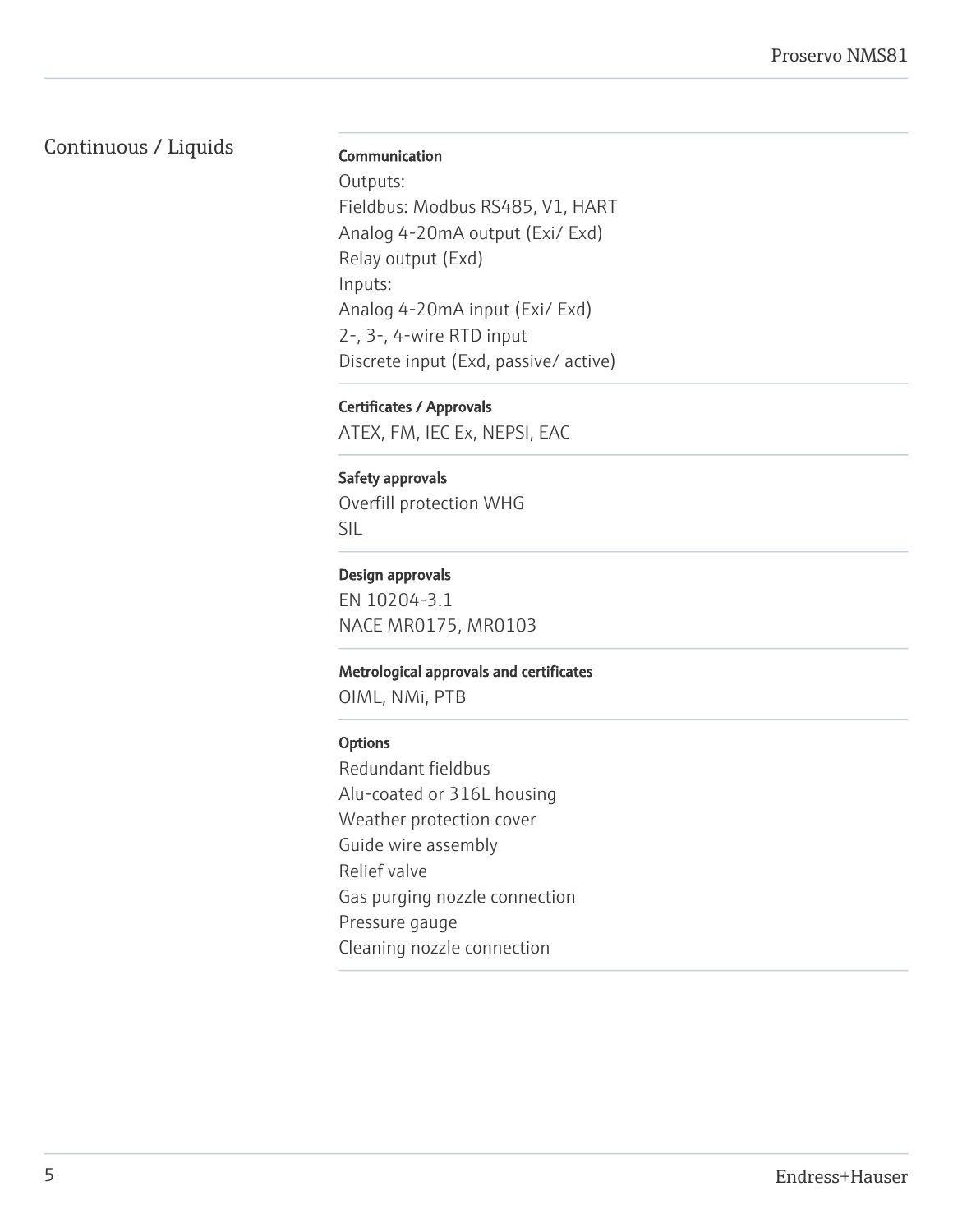Continuous / Liquids

**Communication**

Outputs:
Fieldbus: Modbus RS485, V1, HART
Analog 4-20mA output (Exi/ Exd)
Relay output (Exd)
Inputs:
Analog 4-20mA input (Exi/ Exd)
2-, 3-, 4-wire RTD input
Discrete input (Exd, passive/ active)

**Certificates / Approvals**

ATEX, FM, IEC Ex, NEPSI, EAC

**Safety approvals**

Overfill protection WHG
SIL

**Design approvals**

EN 10204-3.1
NACE MR0175, MR0103

**Metrological approvals and certificates**

OIML, NMi, PTB

**Options**

Redundant fieldbus
Alu-coated or 316L housing
Weather protection cover
Guide wire assembly
Relief valve
Gas purging nozzle connection
Pressure gauge
Cleaning nozzle connection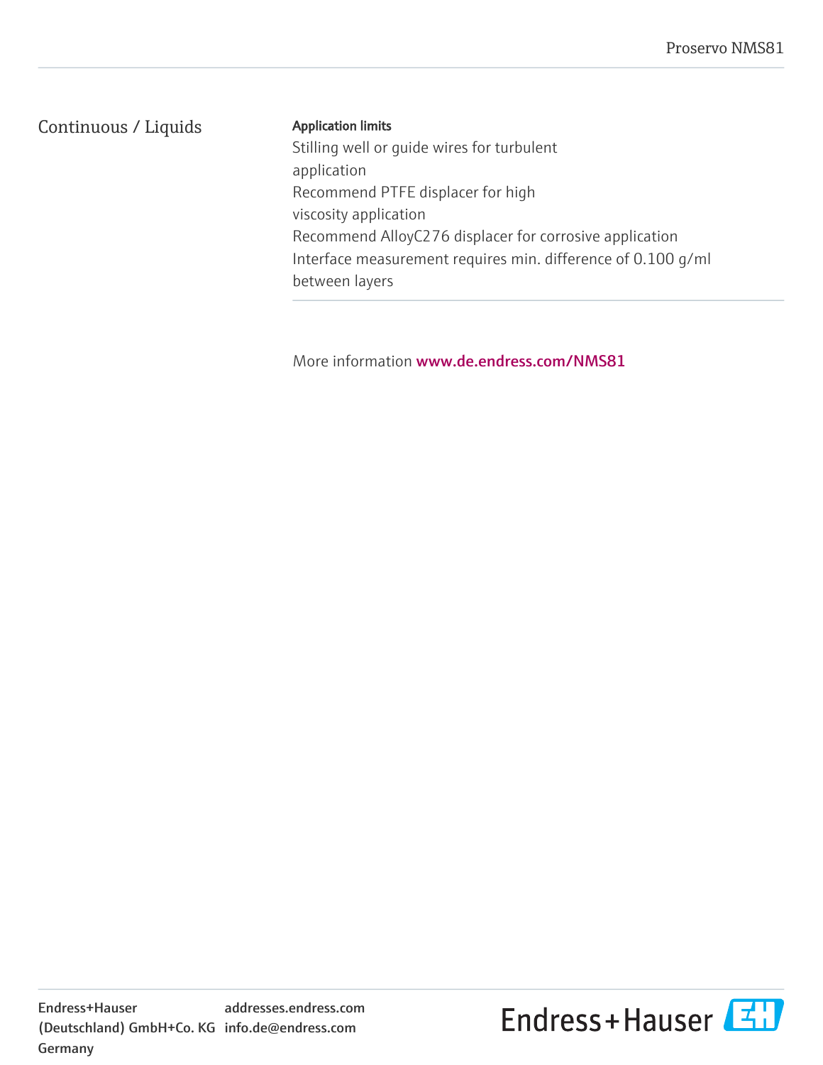## Continuous / Liquids

**Application limits**

Stilling well or guide wires for turbulent application
Recommend PTFE displacer for high viscosity application
Recommend AlloyC276 displacer for corrosive application
Interface measurement requires min. difference of 0.100 g/ml between layers

More information **www.de.endress.com/NMS81**

Endress+Hauser (Deutschland) GmbH+Co. KG
Germany

addresses.endress.com
info.de@endress.com